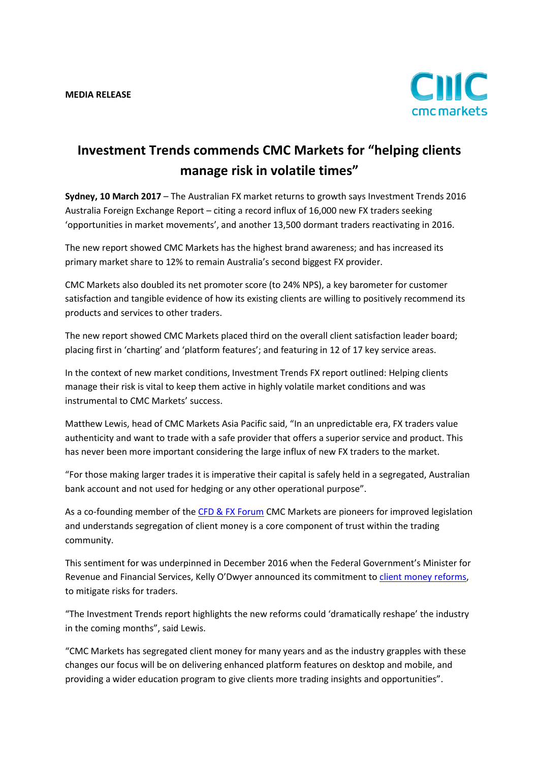**MEDIA RELEASE**

# Investment Trends commends CMC Markets for "helping clients manage risk in volatile times"

**Sydney, 10 March 2017** – The Australian FX market returns to growth says Investment Trends 2016 Australia Foreign Exchange Report – citing a record influx of 16,000 new FX traders seeking 'opportunities in market movements', and another 13,500 dormant traders reactivating in 2016.

The new report showed CMC Markets has the highest brand awareness; and has increased its primary market share to 12% to remain Australia's second biggest FX provider.

CMC Markets also doubled its net promoter score (to 24% NPS), a key barometer for customer satisfaction and tangible evidence of how its existing clients are willing to positively recommend its products and services to other traders.

The new report showed CMC Markets placed third on the overall client satisfaction leader board; placing first in 'charting' and 'platform features'; and featuring in 12 of 17 key service areas.

In the context of new market conditions, Investment Trends FX report outlined: Helping clients manage their risk is vital to keep them active in highly volatile market conditions and was instrumental to CMC Markets' success.

Matthew Lewis, head of CMC Markets Asia Pacific said, "In an unpredictable era, FX traders value authenticity and want to trade with a safe provider that offers a superior service and product. This has never been more important considering the large influx of new FX traders to the market.

"For those making larger trades it is imperative their capital is safely held in a segregated, Australian bank account and not used for hedging or any other operational purpose".

As a co-founding member of the CFD & FX Forum CMC Markets are pioneers for improved legislation and understands segregation of client money is a core component of trust within the trading community.

This sentiment for was underpinned in December 2016 when the Federal Government's Minister for Revenue and Financial Services, Kelly O'Dwyer announced its commitment to client money reforms, to mitigate risks for traders.

"The Investment Trends report highlights the new reforms could 'dramatically reshape' the industry in the coming months", said Lewis.

"CMC Markets has segregated client money for many years and as the industry grapples with these changes our focus will be on delivering enhanced platform features on desktop and mobile, and providing a wider education program to give clients more trading insights and opportunities".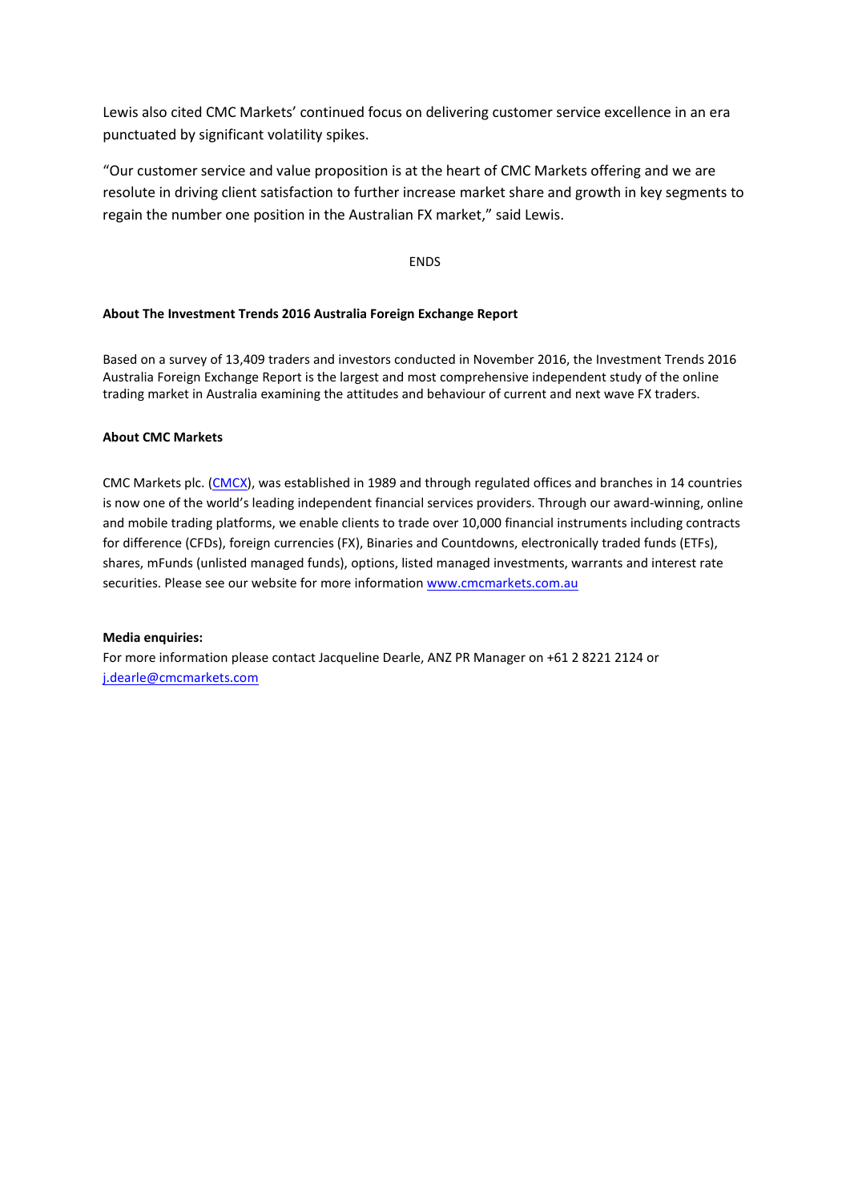Lewis also cited CMC Markets' continued focus on delivering customer service excellence in an era punctuated by significant volatility spikes.

"Our customer service and value proposition is at the heart of CMC Markets offering and we are resolute in driving client satisfaction to further increase market share and growth in key segments to regain the number one position in the Australian FX market," said Lewis.

ENDS

**About The Investment Trends 2016 Australia Foreign Exchange Report**

Based on a survey of 13,409 traders and investors conducted in November 2016, the Investment Trends 2016 Australia Foreign Exchange Report is the largest and most comprehensive independent study of the online trading market in Australia examining the attitudes and behaviour of current and next wave FX traders.

**About CMC Markets**

CMC Markets plc. (CMCX), was established in 1989 and through regulated offices and branches in 14 countries is now one of the world's leading independent financial services providers. Through our award-winning, online and mobile trading platforms, we enable clients to trade over 10,000 financial instruments including contracts for difference (CFDs), foreign currencies (FX), Binaries and Countdowns, electronically traded funds (ETFs), shares, mFunds (unlisted managed funds), options, listed managed investments, warrants and interest rate securities. Please see our website for more information www.cmcmarkets.com.au

**Media enquiries:**
For more information please contact Jacqueline Dearle, ANZ PR Manager on +61 2 8221 2124 or j.dearle@cmcmarkets.com